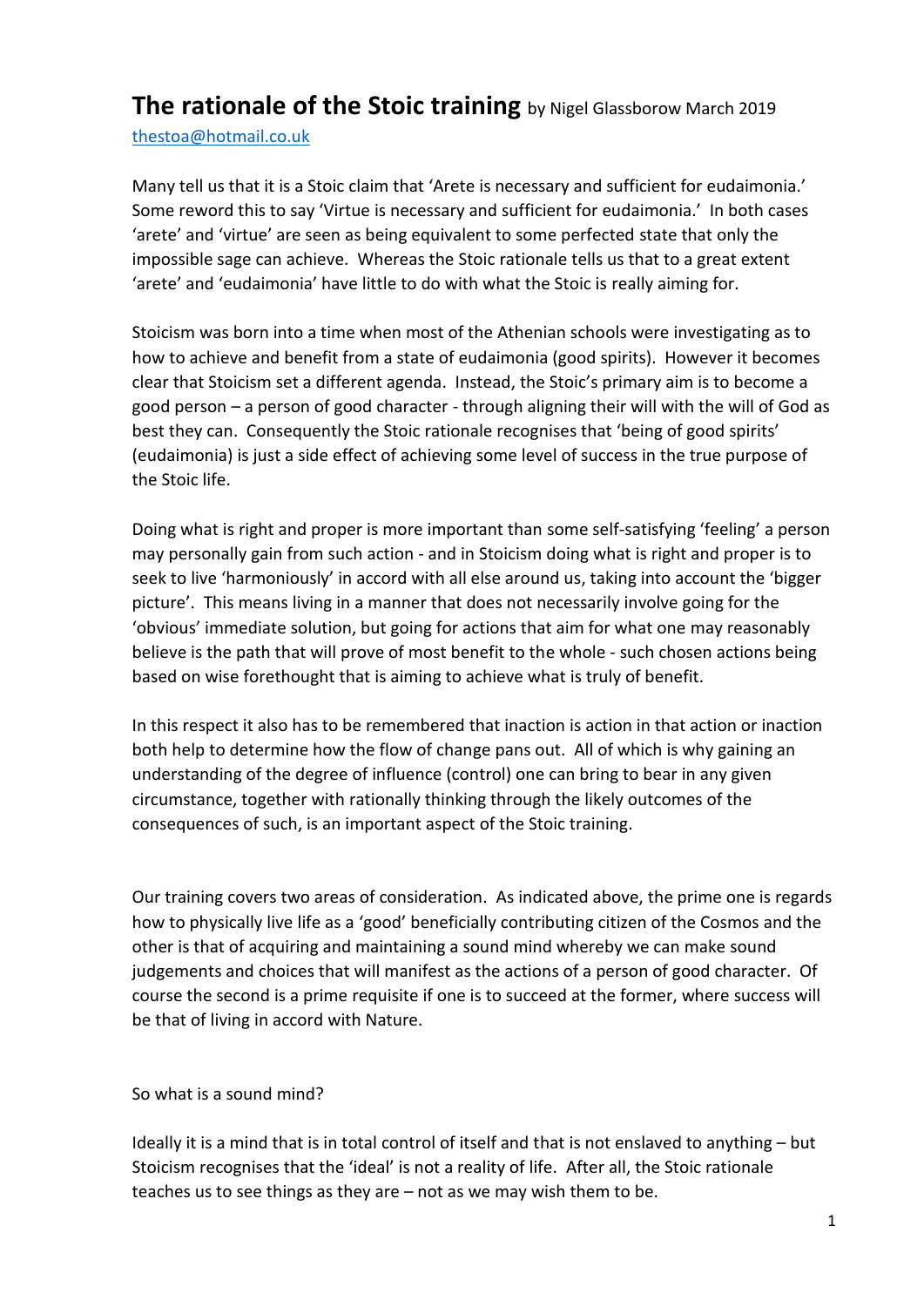# The rationale of the Stoic training

by Nigel Glassborow March 2019

thestoa@hotmail.co.uk

Many tell us that it is a Stoic claim that 'Arete is necessary and sufficient for eudaimonia.' Some reword this to say 'Virtue is necessary and sufficient for eudaimonia.' In both cases 'arete' and 'virtue' are seen as being equivalent to some perfected state that only the impossible sage can achieve. Whereas the Stoic rationale tells us that to a great extent 'arete' and 'eudaimonia' have little to do with what the Stoic is really aiming for.

Stoicism was born into a time when most of the Athenian schools were investigating as to how to achieve and benefit from a state of eudaimonia (good spirits). However it becomes clear that Stoicism set a different agenda. Instead, the Stoic's primary aim is to become a good person – a person of good character - through aligning their will with the will of God as best they can. Consequently the Stoic rationale recognises that 'being of good spirits' (eudaimonia) is just a side effect of achieving some level of success in the true purpose of the Stoic life.

Doing what is right and proper is more important than some self-satisfying 'feeling' a person may personally gain from such action - and in Stoicism doing what is right and proper is to seek to live 'harmoniously' in accord with all else around us, taking into account the 'bigger picture'. This means living in a manner that does not necessarily involve going for the 'obvious' immediate solution, but going for actions that aim for what one may reasonably believe is the path that will prove of most benefit to the whole - such chosen actions being based on wise forethought that is aiming to achieve what is truly of benefit.

In this respect it also has to be remembered that inaction is action in that action or inaction both help to determine how the flow of change pans out. All of which is why gaining an understanding of the degree of influence (control) one can bring to bear in any given circumstance, together with rationally thinking through the likely outcomes of the consequences of such, is an important aspect of the Stoic training.

Our training covers two areas of consideration. As indicated above, the prime one is regards how to physically live life as a 'good' beneficially contributing citizen of the Cosmos and the other is that of acquiring and maintaining a sound mind whereby we can make sound judgements and choices that will manifest as the actions of a person of good character. Of course the second is a prime requisite if one is to succeed at the former, where success will be that of living in accord with Nature.

So what is a sound mind?

Ideally it is a mind that is in total control of itself and that is not enslaved to anything – but Stoicism recognises that the 'ideal' is not a reality of life. After all, the Stoic rationale teaches us to see things as they are – not as we may wish them to be.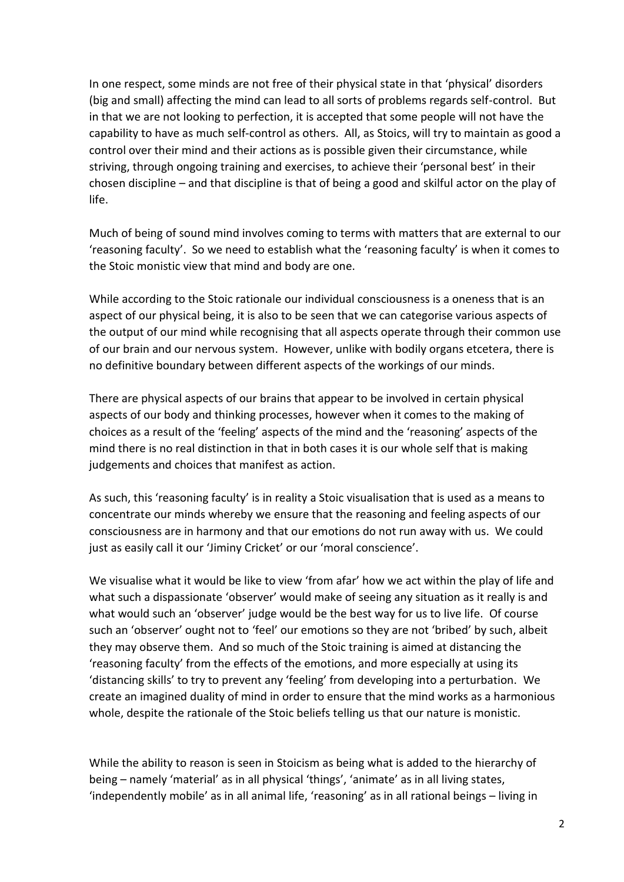In one respect, some minds are not free of their physical state in that 'physical' disorders (big and small) affecting the mind can lead to all sorts of problems regards self-control. But in that we are not looking to perfection, it is accepted that some people will not have the capability to have as much self-control as others. All, as Stoics, will try to maintain as good a control over their mind and their actions as is possible given their circumstance, while striving, through ongoing training and exercises, to achieve their 'personal best' in their chosen discipline – and that discipline is that of being a good and skilful actor on the play of life.

Much of being of sound mind involves coming to terms with matters that are external to our 'reasoning faculty'. So we need to establish what the 'reasoning faculty' is when it comes to the Stoic monistic view that mind and body are one.

While according to the Stoic rationale our individual consciousness is a oneness that is an aspect of our physical being, it is also to be seen that we can categorise various aspects of the output of our mind while recognising that all aspects operate through their common use of our brain and our nervous system. However, unlike with bodily organs etcetera, there is no definitive boundary between different aspects of the workings of our minds.

There are physical aspects of our brains that appear to be involved in certain physical aspects of our body and thinking processes, however when it comes to the making of choices as a result of the 'feeling' aspects of the mind and the 'reasoning' aspects of the mind there is no real distinction in that in both cases it is our whole self that is making judgements and choices that manifest as action.

As such, this 'reasoning faculty' is in reality a Stoic visualisation that is used as a means to concentrate our minds whereby we ensure that the reasoning and feeling aspects of our consciousness are in harmony and that our emotions do not run away with us. We could just as easily call it our 'Jiminy Cricket' or our 'moral conscience'.

We visualise what it would be like to view 'from afar' how we act within the play of life and what such a dispassionate 'observer' would make of seeing any situation as it really is and what would such an 'observer' judge would be the best way for us to live life. Of course such an 'observer' ought not to 'feel' our emotions so they are not 'bribed' by such, albeit they may observe them. And so much of the Stoic training is aimed at distancing the 'reasoning faculty' from the effects of the emotions, and more especially at using its 'distancing skills' to try to prevent any 'feeling' from developing into a perturbation. We create an imagined duality of mind in order to ensure that the mind works as a harmonious whole, despite the rationale of the Stoic beliefs telling us that our nature is monistic.

While the ability to reason is seen in Stoicism as being what is added to the hierarchy of being – namely 'material' as in all physical 'things', 'animate' as in all living states, 'independently mobile' as in all animal life, 'reasoning' as in all rational beings – living in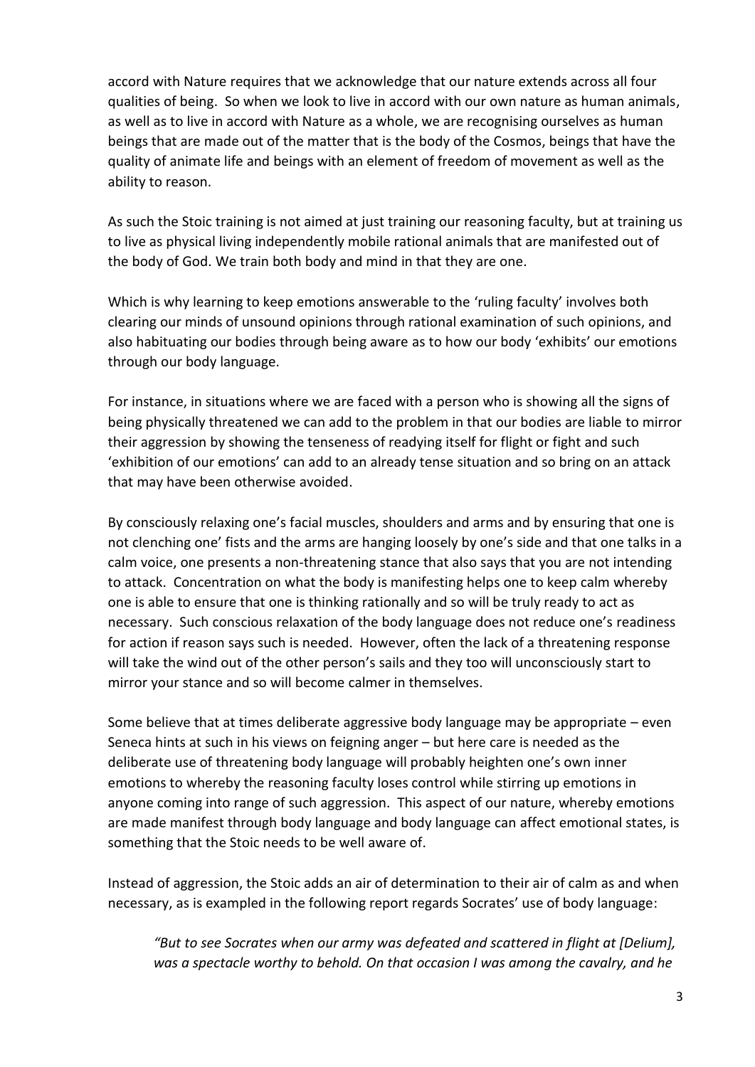accord with Nature requires that we acknowledge that our nature extends across all four qualities of being. So when we look to live in accord with our own nature as human animals, as well as to live in accord with Nature as a whole, we are recognising ourselves as human beings that are made out of the matter that is the body of the Cosmos, beings that have the quality of animate life and beings with an element of freedom of movement as well as the ability to reason.

As such the Stoic training is not aimed at just training our reasoning faculty, but at training us to live as physical living independently mobile rational animals that are manifested out of the body of God. We train both body and mind in that they are one.

Which is why learning to keep emotions answerable to the 'ruling faculty' involves both clearing our minds of unsound opinions through rational examination of such opinions, and also habituating our bodies through being aware as to how our body 'exhibits' our emotions through our body language.

For instance, in situations where we are faced with a person who is showing all the signs of being physically threatened we can add to the problem in that our bodies are liable to mirror their aggression by showing the tenseness of readying itself for flight or fight and such 'exhibition of our emotions' can add to an already tense situation and so bring on an attack that may have been otherwise avoided.

By consciously relaxing one's facial muscles, shoulders and arms and by ensuring that one is not clenching one' fists and the arms are hanging loosely by one's side and that one talks in a calm voice, one presents a non-threatening stance that also says that you are not intending to attack. Concentration on what the body is manifesting helps one to keep calm whereby one is able to ensure that one is thinking rationally and so will be truly ready to act as necessary. Such conscious relaxation of the body language does not reduce one's readiness for action if reason says such is needed. However, often the lack of a threatening response will take the wind out of the other person's sails and they too will unconsciously start to mirror your stance and so will become calmer in themselves.

Some believe that at times deliberate aggressive body language may be appropriate – even Seneca hints at such in his views on feigning anger – but here care is needed as the deliberate use of threatening body language will probably heighten one's own inner emotions to whereby the reasoning faculty loses control while stirring up emotions in anyone coming into range of such aggression. This aspect of our nature, whereby emotions are made manifest through body language and body language can affect emotional states, is something that the Stoic needs to be well aware of.

Instead of aggression, the Stoic adds an air of determination to their air of calm as and when necessary, as is exampled in the following report regards Socrates' use of body language:

> *"But to see Socrates when our army was defeated and scattered in flight at [Delium], was a spectacle worthy to behold. On that occasion I was among the cavalry, and he*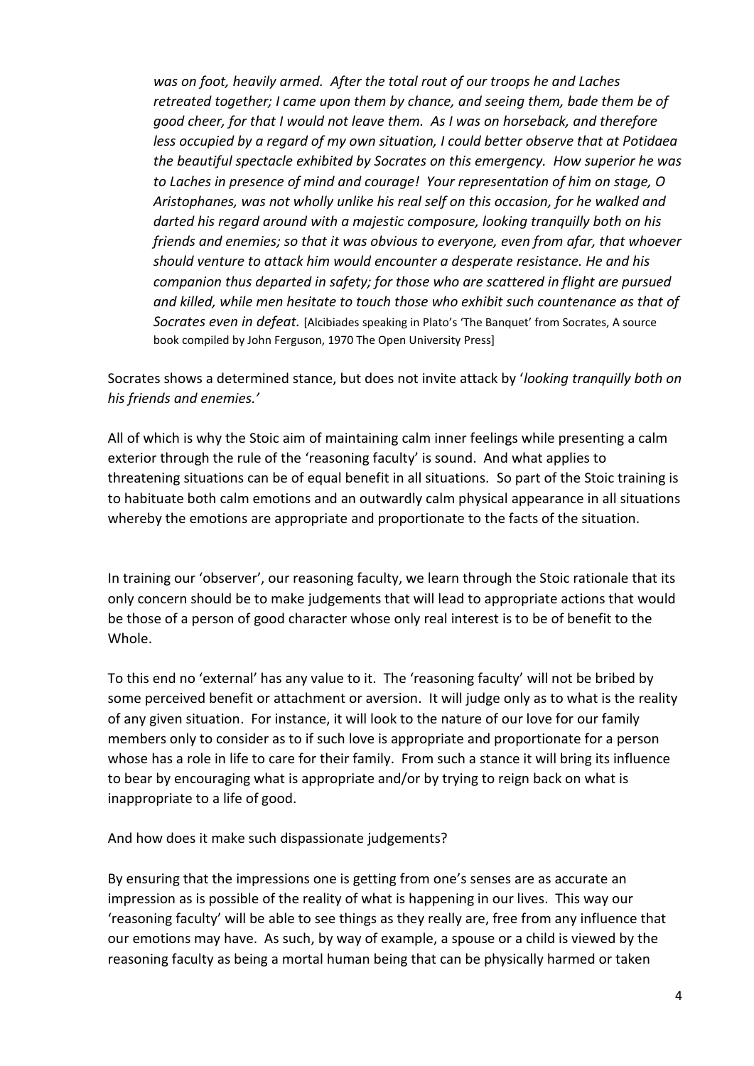*was on foot, heavily armed. After the total rout of our troops he and Laches retreated together; I came upon them by chance, and seeing them, bade them be of good cheer, for that I would not leave them. As I was on horseback, and therefore less occupied by a regard of my own situation, I could better observe that at Potidaea the beautiful spectacle exhibited by Socrates on this emergency. How superior he was to Laches in presence of mind and courage! Your representation of him on stage, O Aristophanes, was not wholly unlike his real self on this occasion, for he walked and darted his regard around with a majestic composure, looking tranquilly both on his friends and enemies; so that it was obvious to everyone, even from afar, that whoever should venture to attack him would encounter a desperate resistance. He and his companion thus departed in safety; for those who are scattered in flight are pursued and killed, while men hesitate to touch those who exhibit such countenance as that of Socrates even in defeat.* [Alcibiades speaking in Plato's 'The Banquet' from Socrates, A source book compiled by John Ferguson, 1970 The Open University Press]

Socrates shows a determined stance, but does not invite attack by '*looking tranquilly both on his friends and enemies.'*

All of which is why the Stoic aim of maintaining calm inner feelings while presenting a calm exterior through the rule of the 'reasoning faculty' is sound. And what applies to threatening situations can be of equal benefit in all situations. So part of the Stoic training is to habituate both calm emotions and an outwardly calm physical appearance in all situations whereby the emotions are appropriate and proportionate to the facts of the situation.

In training our 'observer', our reasoning faculty, we learn through the Stoic rationale that its only concern should be to make judgements that will lead to appropriate actions that would be those of a person of good character whose only real interest is to be of benefit to the Whole.

To this end no 'external' has any value to it. The 'reasoning faculty' will not be bribed by some perceived benefit or attachment or aversion. It will judge only as to what is the reality of any given situation. For instance, it will look to the nature of our love for our family members only to consider as to if such love is appropriate and proportionate for a person whose has a role in life to care for their family. From such a stance it will bring its influence to bear by encouraging what is appropriate and/or by trying to reign back on what is inappropriate to a life of good.

And how does it make such dispassionate judgements?

By ensuring that the impressions one is getting from one's senses are as accurate an impression as is possible of the reality of what is happening in our lives. This way our 'reasoning faculty' will be able to see things as they really are, free from any influence that our emotions may have. As such, by way of example, a spouse or a child is viewed by the reasoning faculty as being a mortal human being that can be physically harmed or taken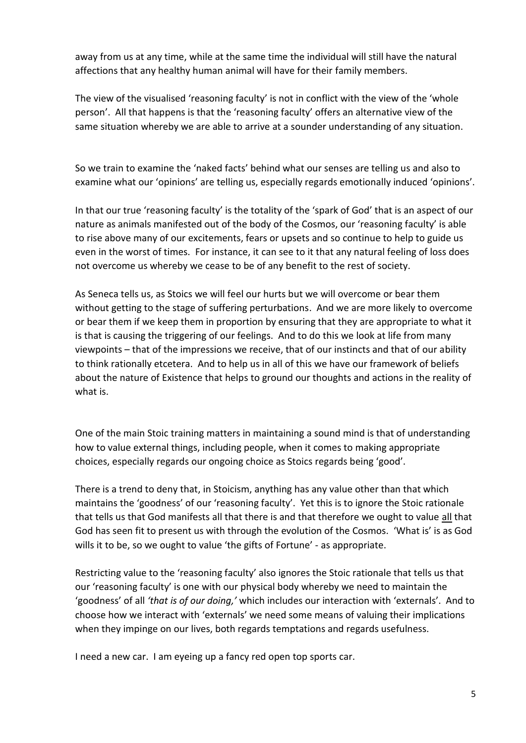away from us at any time, while at the same time the individual will still have the natural affections that any healthy human animal will have for their family members.

The view of the visualised 'reasoning faculty' is not in conflict with the view of the 'whole person'. All that happens is that the 'reasoning faculty' offers an alternative view of the same situation whereby we are able to arrive at a sounder understanding of any situation.

So we train to examine the 'naked facts' behind what our senses are telling us and also to examine what our 'opinions' are telling us, especially regards emotionally induced 'opinions'.

In that our true 'reasoning faculty' is the totality of the 'spark of God' that is an aspect of our nature as animals manifested out of the body of the Cosmos, our 'reasoning faculty' is able to rise above many of our excitements, fears or upsets and so continue to help to guide us even in the worst of times. For instance, it can see to it that any natural feeling of loss does not overcome us whereby we cease to be of any benefit to the rest of society.

As Seneca tells us, as Stoics we will feel our hurts but we will overcome or bear them without getting to the stage of suffering perturbations. And we are more likely to overcome or bear them if we keep them in proportion by ensuring that they are appropriate to what it is that is causing the triggering of our feelings. And to do this we look at life from many viewpoints – that of the impressions we receive, that of our instincts and that of our ability to think rationally etcetera. And to help us in all of this we have our framework of beliefs about the nature of Existence that helps to ground our thoughts and actions in the reality of what is.

One of the main Stoic training matters in maintaining a sound mind is that of understanding how to value external things, including people, when it comes to making appropriate choices, especially regards our ongoing choice as Stoics regards being 'good'.

There is a trend to deny that, in Stoicism, anything has any value other than that which maintains the 'goodness' of our 'reasoning faculty'. Yet this is to ignore the Stoic rationale that tells us that God manifests all that there is and that therefore we ought to value <u>all</u> that God has seen fit to present us with through the evolution of the Cosmos. 'What is' is as God wills it to be, so we ought to value 'the gifts of Fortune' - as appropriate.

Restricting value to the 'reasoning faculty' also ignores the Stoic rationale that tells us that our 'reasoning faculty' is one with our physical body whereby we need to maintain the 'goodness' of all *'that is of our doing,'* which includes our interaction with 'externals'. And to choose how we interact with 'externals' we need some means of valuing their implications when they impinge on our lives, both regards temptations and regards usefulness.

I need a new car. I am eyeing up a fancy red open top sports car.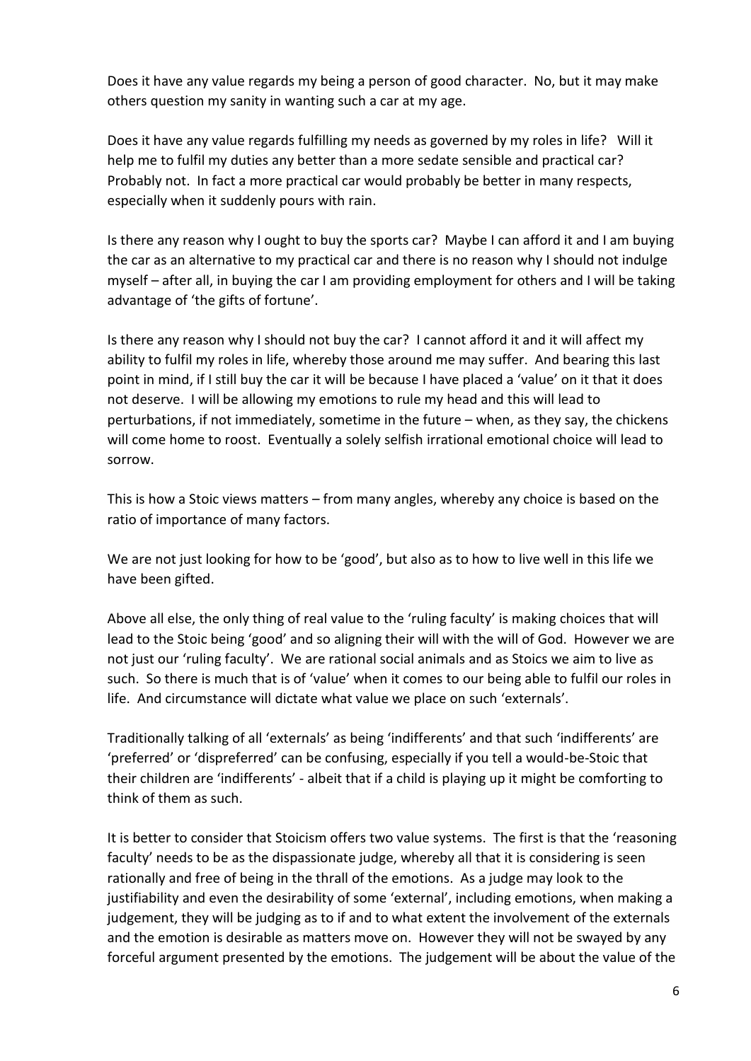Does it have any value regards my being a person of good character. No, but it may make others question my sanity in wanting such a car at my age.

Does it have any value regards fulfilling my needs as governed by my roles in life? Will it help me to fulfil my duties any better than a more sedate sensible and practical car? Probably not. In fact a more practical car would probably be better in many respects, especially when it suddenly pours with rain.

Is there any reason why I ought to buy the sports car? Maybe I can afford it and I am buying the car as an alternative to my practical car and there is no reason why I should not indulge myself – after all, in buying the car I am providing employment for others and I will be taking advantage of 'the gifts of fortune'.

Is there any reason why I should not buy the car? I cannot afford it and it will affect my ability to fulfil my roles in life, whereby those around me may suffer. And bearing this last point in mind, if I still buy the car it will be because I have placed a 'value' on it that it does not deserve. I will be allowing my emotions to rule my head and this will lead to perturbations, if not immediately, sometime in the future – when, as they say, the chickens will come home to roost. Eventually a solely selfish irrational emotional choice will lead to sorrow.

This is how a Stoic views matters – from many angles, whereby any choice is based on the ratio of importance of many factors.

We are not just looking for how to be 'good', but also as to how to live well in this life we have been gifted.

Above all else, the only thing of real value to the 'ruling faculty' is making choices that will lead to the Stoic being 'good' and so aligning their will with the will of God. However we are not just our 'ruling faculty'. We are rational social animals and as Stoics we aim to live as such. So there is much that is of 'value' when it comes to our being able to fulfil our roles in life. And circumstance will dictate what value we place on such 'externals'.

Traditionally talking of all 'externals' as being 'indifferents' and that such 'indifferents' are 'preferred' or 'dispreferred' can be confusing, especially if you tell a would-be-Stoic that their children are 'indifferents' - albeit that if a child is playing up it might be comforting to think of them as such.

It is better to consider that Stoicism offers two value systems. The first is that the 'reasoning faculty' needs to be as the dispassionate judge, whereby all that it is considering is seen rationally and free of being in the thrall of the emotions. As a judge may look to the justifiability and even the desirability of some 'external', including emotions, when making a judgement, they will be judging as to if and to what extent the involvement of the externals and the emotion is desirable as matters move on. However they will not be swayed by any forceful argument presented by the emotions. The judgement will be about the value of the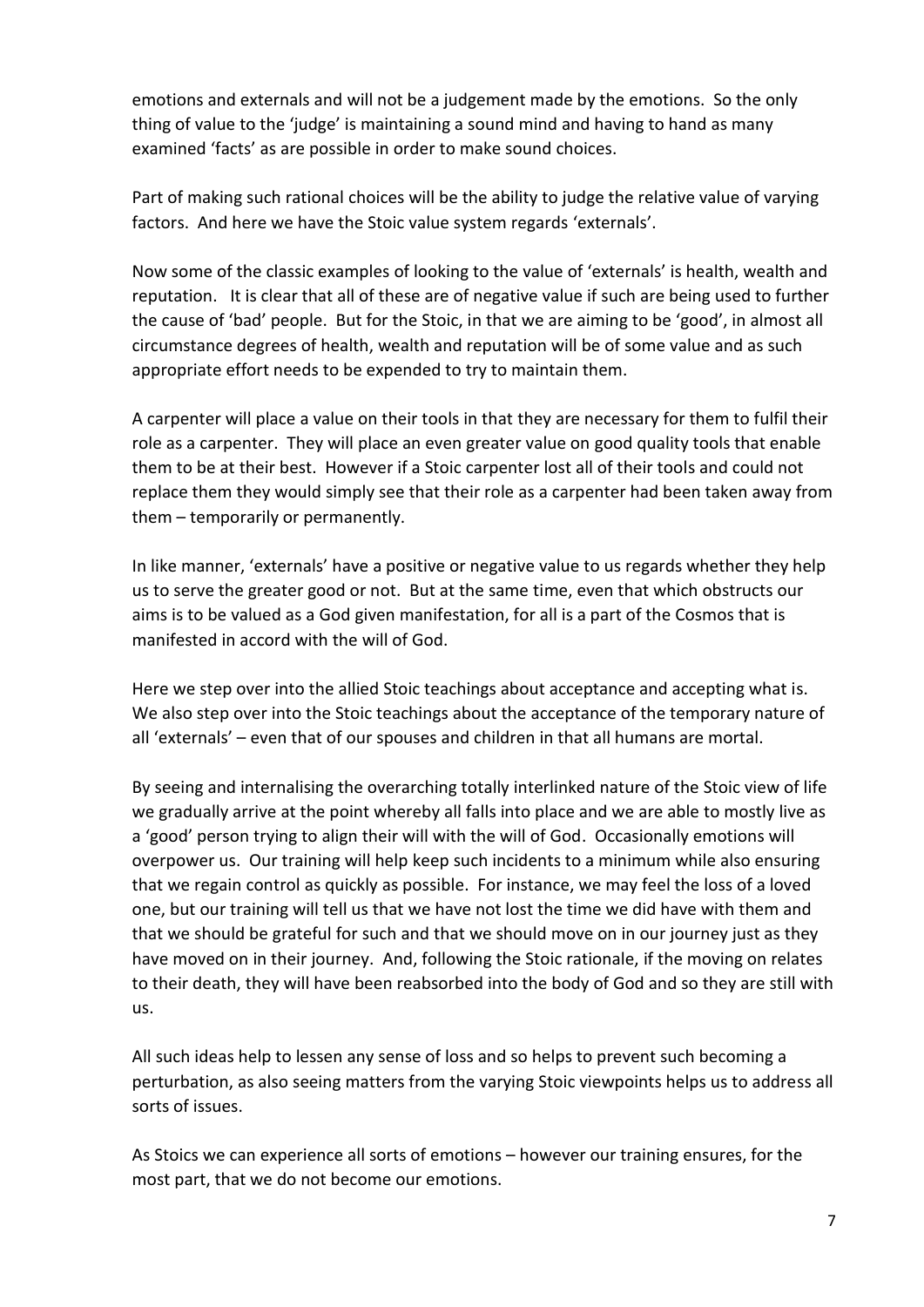emotions and externals and will not be a judgement made by the emotions. So the only thing of value to the 'judge' is maintaining a sound mind and having to hand as many examined 'facts' as are possible in order to make sound choices.

Part of making such rational choices will be the ability to judge the relative value of varying factors. And here we have the Stoic value system regards 'externals'.

Now some of the classic examples of looking to the value of 'externals' is health, wealth and reputation. It is clear that all of these are of negative value if such are being used to further the cause of 'bad' people. But for the Stoic, in that we are aiming to be 'good', in almost all circumstance degrees of health, wealth and reputation will be of some value and as such appropriate effort needs to be expended to try to maintain them.

A carpenter will place a value on their tools in that they are necessary for them to fulfil their role as a carpenter. They will place an even greater value on good quality tools that enable them to be at their best. However if a Stoic carpenter lost all of their tools and could not replace them they would simply see that their role as a carpenter had been taken away from them – temporarily or permanently.

In like manner, 'externals' have a positive or negative value to us regards whether they help us to serve the greater good or not. But at the same time, even that which obstructs our aims is to be valued as a God given manifestation, for all is a part of the Cosmos that is manifested in accord with the will of God.

Here we step over into the allied Stoic teachings about acceptance and accepting what is. We also step over into the Stoic teachings about the acceptance of the temporary nature of all 'externals' – even that of our spouses and children in that all humans are mortal.

By seeing and internalising the overarching totally interlinked nature of the Stoic view of life we gradually arrive at the point whereby all falls into place and we are able to mostly live as a 'good' person trying to align their will with the will of God. Occasionally emotions will overpower us. Our training will help keep such incidents to a minimum while also ensuring that we regain control as quickly as possible. For instance, we may feel the loss of a loved one, but our training will tell us that we have not lost the time we did have with them and that we should be grateful for such and that we should move on in our journey just as they have moved on in their journey. And, following the Stoic rationale, if the moving on relates to their death, they will have been reabsorbed into the body of God and so they are still with us.

All such ideas help to lessen any sense of loss and so helps to prevent such becoming a perturbation, as also seeing matters from the varying Stoic viewpoints helps us to address all sorts of issues.

As Stoics we can experience all sorts of emotions – however our training ensures, for the most part, that we do not become our emotions.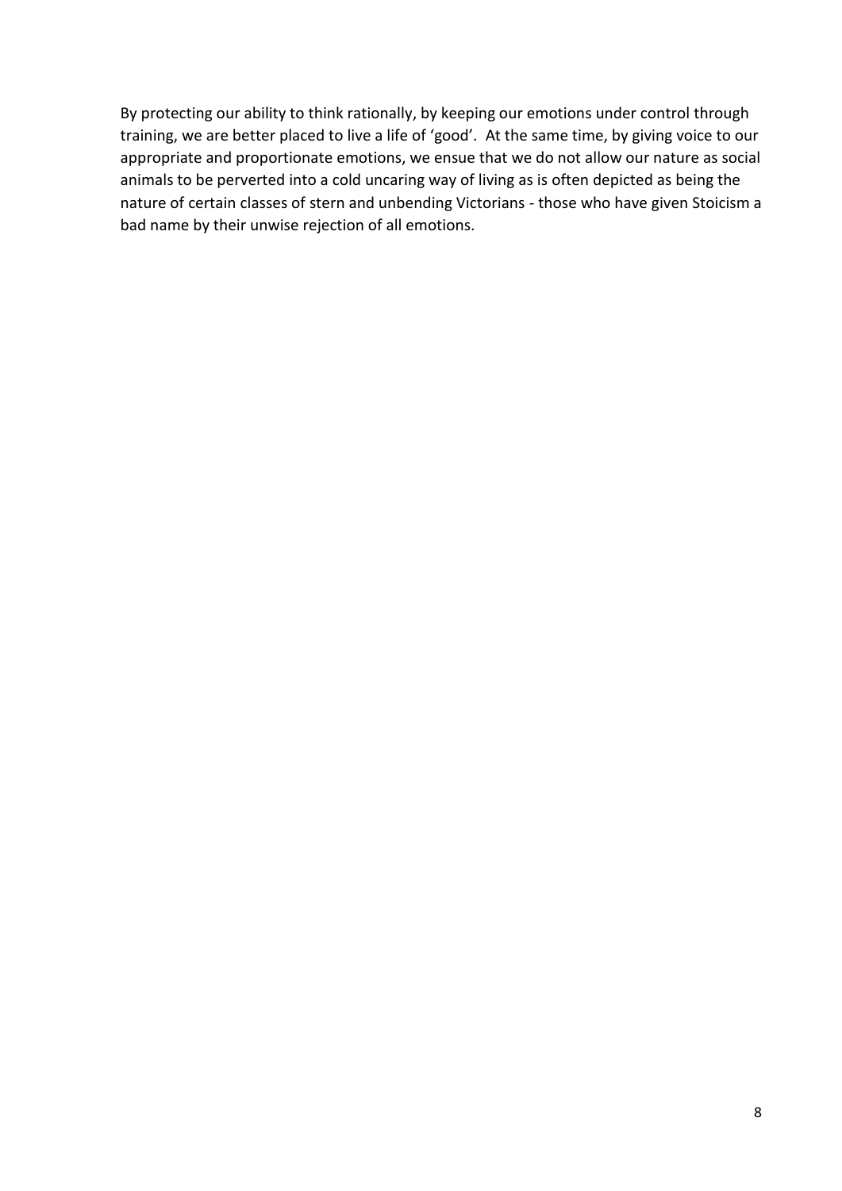By protecting our ability to think rationally, by keeping our emotions under control through training, we are better placed to live a life of 'good'. At the same time, by giving voice to our appropriate and proportionate emotions, we ensue that we do not allow our nature as social animals to be perverted into a cold uncaring way of living as is often depicted as being the nature of certain classes of stern and unbending Victorians - those who have given Stoicism a bad name by their unwise rejection of all emotions.